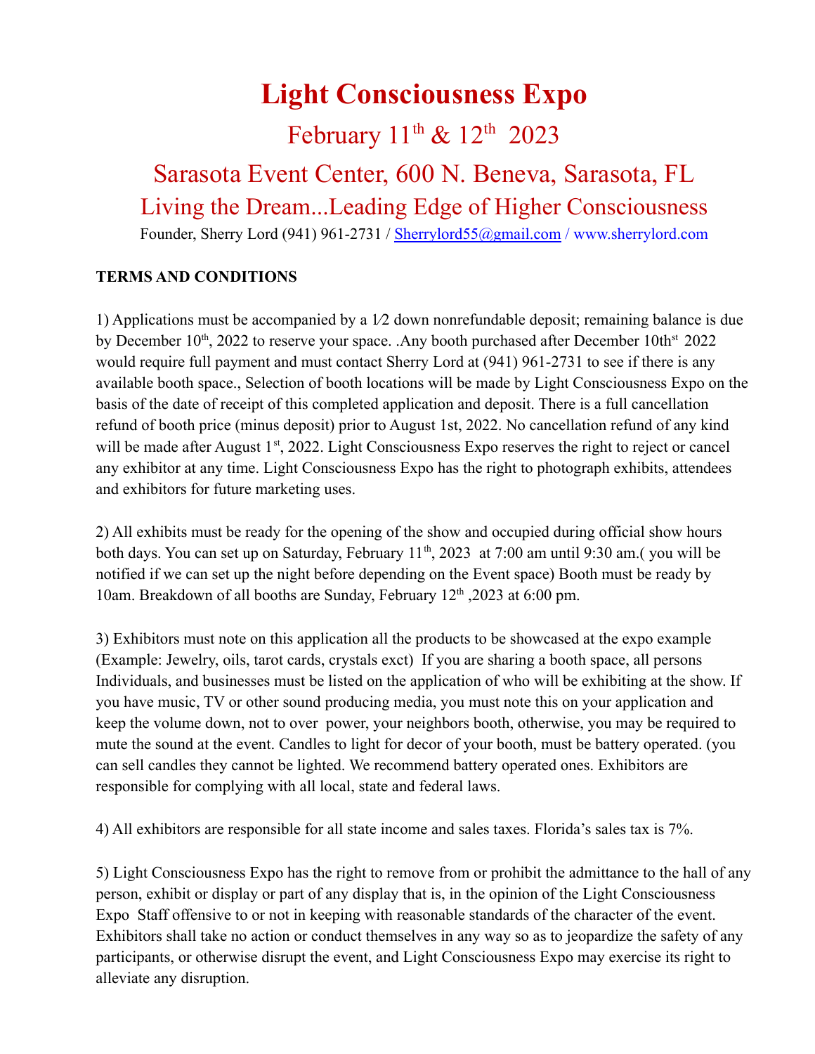# Light Consciousness Expo

## February 11th & 12th 2023

## Sarasota Event Center, 600 N. Beneva, Sarasota, FL

## Living the Dream...Leading Edge of Higher Consciousness

Founder, Sherry Lord (941) 961-2731 / Sherrylord55@gmail.com / www.sherrylord.com

**TERMS AND CONDITIONS**

1) Applications must be accompanied by a 1⁄2 down nonrefundable deposit; remaining balance is due by December 10th, 2022 to reserve your space. .Any booth purchased after December 10thst 2022 would require full payment and must contact Sherry Lord at (941) 961-2731 to see if there is any available booth space., Selection of booth locations will be made by Light Consciousness Expo on the basis of the date of receipt of this completed application and deposit. There is a full cancellation refund of booth price (minus deposit) prior to August 1st, 2022. No cancellation refund of any kind will be made after August 1st, 2022. Light Consciousness Expo reserves the right to reject or cancel any exhibitor at any time. Light Consciousness Expo has the right to photograph exhibits, attendees and exhibitors for future marketing uses.

2) All exhibits must be ready for the opening of the show and occupied during official show hours both days. You can set up on Saturday, February 11th, 2023 at 7:00 am until 9:30 am.( you will be notified if we can set up the night before depending on the Event space) Booth must be ready by 10am. Breakdown of all booths are Sunday, February 12th ,2023 at 6:00 pm.

3) Exhibitors must note on this application all the products to be showcased at the expo example (Example: Jewelry, oils, tarot cards, crystals exct) If you are sharing a booth space, all persons Individuals, and businesses must be listed on the application of who will be exhibiting at the show. If you have music, TV or other sound producing media, you must note this on your application and keep the volume down, not to over power, your neighbors booth, otherwise, you may be required to mute the sound at the event. Candles to light for decor of your booth, must be battery operated. (you can sell candles they cannot be lighted. We recommend battery operated ones. Exhibitors are responsible for complying with all local, state and federal laws.

4) All exhibitors are responsible for all state income and sales taxes. Florida's sales tax is 7%.

5) Light Consciousness Expo has the right to remove from or prohibit the admittance to the hall of any person, exhibit or display or part of any display that is, in the opinion of the Light Consciousness Expo Staff offensive to or not in keeping with reasonable standards of the character of the event. Exhibitors shall take no action or conduct themselves in any way so as to jeopardize the safety of any participants, or otherwise disrupt the event, and Light Consciousness Expo may exercise its right to alleviate any disruption.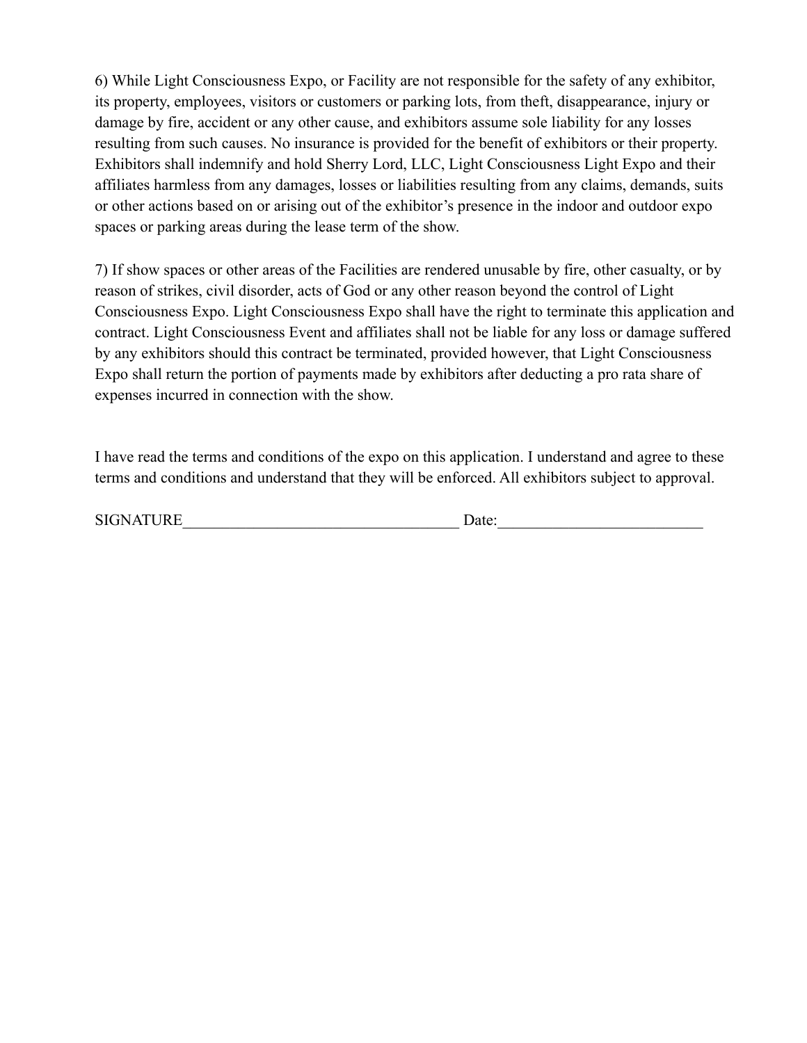6) While Light Consciousness Expo, or Facility are not responsible for the safety of any exhibitor, its property, employees, visitors or customers or parking lots, from theft, disappearance, injury or damage by fire, accident or any other cause, and exhibitors assume sole liability for any losses resulting from such causes. No insurance is provided for the benefit of exhibitors or their property. Exhibitors shall indemnify and hold Sherry Lord, LLC, Light Consciousness Light Expo and their affiliates harmless from any damages, losses or liabilities resulting from any claims, demands, suits or other actions based on or arising out of the exhibitor's presence in the indoor and outdoor expo spaces or parking areas during the lease term of the show.

7) If show spaces or other areas of the Facilities are rendered unusable by fire, other casualty, or by reason of strikes, civil disorder, acts of God or any other reason beyond the control of Light Consciousness Expo. Light Consciousness Expo shall have the right to terminate this application and contract. Light Consciousness Event and affiliates shall not be liable for any loss or damage suffered by any exhibitors should this contract be terminated, provided however, that Light Consciousness Expo shall return the portion of payments made by exhibitors after deducting a pro rata share of expenses incurred in connection with the show.

I have read the terms and conditions of the expo on this application. I understand and agree to these terms and conditions and understand that they will be enforced. All exhibitors subject to approval.

SIGNATURE___________________________________ Date:__________________________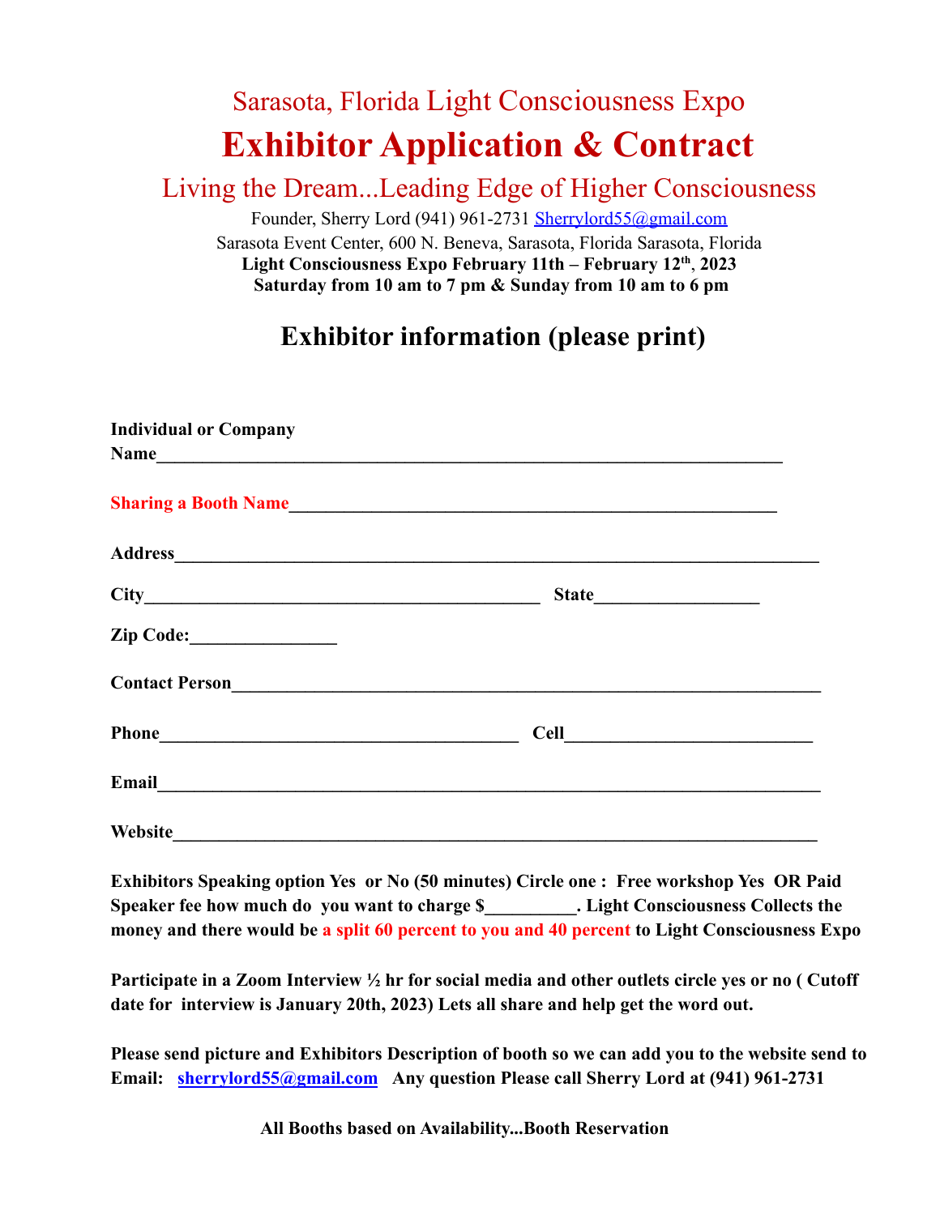# Sarasota, Florida Light Consciousness Expo

# Exhibitor Application & Contract

## Living the Dream...Leading Edge of Higher Consciousness

Founder, Sherry Lord (941) 961-2731 Sherrylord55@gmail.com

Sarasota Event Center, 600 N. Beneva, Sarasota, Florida Sarasota, Florida

**Light Consciousness Expo February 11th – February 12th, 2023**

**Saturday from 10 am to 7 pm & Sunday from 10 am to 6 pm**

## Exhibitor information (please print)

**Individual or Company Name**_______________________________________________________________________

**Sharing a Booth Name**_____________________________________________________

**Address**_______________________________________________________________________

**City**________________________________________ **State**_________________

**Zip Code:**________________

**Contact Person**_________________________________________________________________

**Phone**______________________________________ **Cell**___________________________

**Email**__________________________________________________________________________

**Website**________________________________________________________________________

**Exhibitors Speaking option Yes or No (50 minutes) Circle one : Free workshop Yes OR Paid Speaker fee how much do you want to charge $__________. Light Consciousness Collects the money and there would be a split 60 percent to you and 40 percent to Light Consciousness Expo**

**Participate in a Zoom Interview ½ hr for social media and other outlets circle yes or no ( Cutoff date for interview is January 20th, 2023) Lets all share and help get the word out.**

**Please send picture and Exhibitors Description of booth so we can add you to the website send to Email: sherrylord55@gmail.com Any question Please call Sherry Lord at (941) 961-2731**

**All Booths based on Availability...Booth Reservation**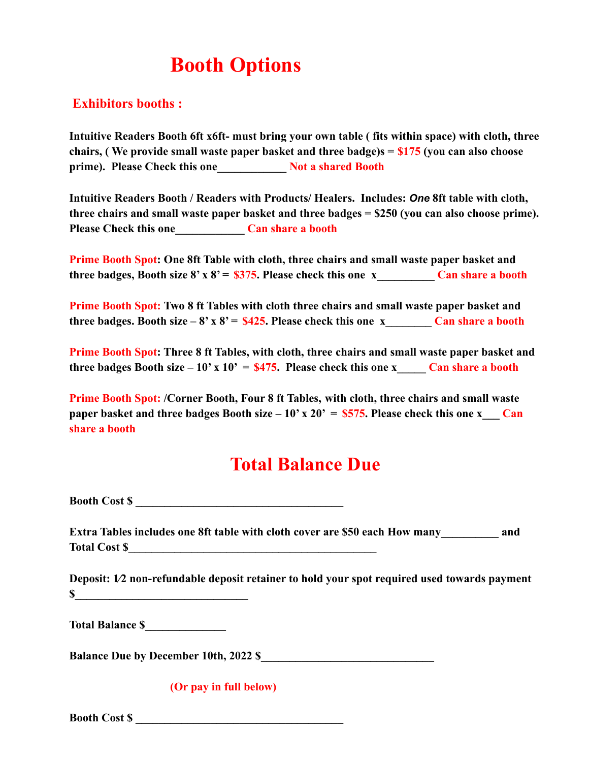# Booth Options

## Exhibitors booths :

**Intuitive Readers Booth 6ft x6ft- must bring your own table ( fits within space) with cloth, three chairs, ( We provide small waste paper basket and three badge)s = $175 (you can also choose prime). Please Check this one____________ Not a shared Booth**

**Intuitive Readers Booth / Readers with Products/ Healers. Includes: *One* 8ft table with cloth, three chairs and small waste paper basket and three badges = $250 (you can also choose prime). Please Check this one____________ Can share a booth**

**Prime Booth Spot: One 8ft Table with cloth, three chairs and small waste paper basket and three badges, Booth size 8' x 8' = $375. Please check this one x__________ Can share a booth**

**Prime Booth Spot: Two 8 ft Tables with cloth three chairs and small waste paper basket and three badges. Booth size – 8' x 8' = $425. Please check this one x________ Can share a booth**

**Prime Booth Spot: Three 8 ft Tables, with cloth, three chairs and small waste paper basket and three badges Booth size – 10' x 10' = $475. Please check this one x_____ Can share a booth**

**Prime Booth Spot: /Corner Booth, Four 8 ft Tables, with cloth, three chairs and small waste paper basket and three badges Booth size – 10' x 20' = $575. Please check this one x___ Can share a booth**

# Total Balance Due

**Booth Cost $ _____________________________________**

**Extra Tables includes one 8ft table with cloth cover are $50 each How many__________ and Total Cost $____________________________________________**

**Deposit: 1⁄2 non-refundable deposit retainer to hold your spot required used towards payment $______________________________**

**Total Balance $______________**

**Balance Due by December 10th, 2022 $______________________________**

**(Or pay in full below)**

**Booth Cost $ _____________________________________**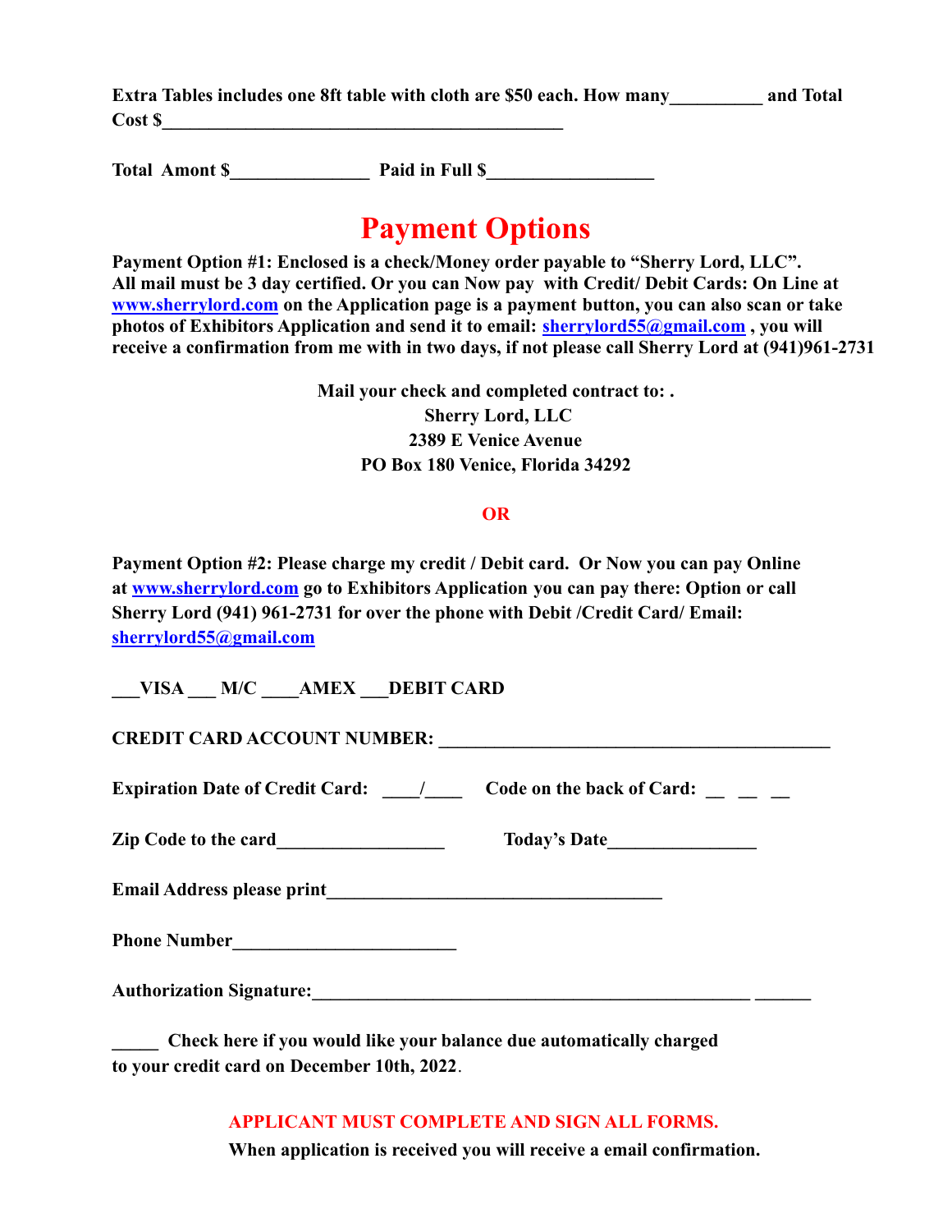**Extra Tables includes one 8ft table with cloth are $50 each. How many__________ and Total Cost $_____________________________________________**

**Total Amont $_______________ Paid in Full $__________________**

# Payment Options

**Payment Option #1: Enclosed is a check/Money order payable to "Sherry Lord, LLC". All mail must be 3 day certified. Or you can Now pay with Credit/ Debit Cards: On Line at [www.sherrylord.com](http://www.sherrylord.com) on the Application page is a payment button, you can also scan or take photos of Exhibitors Application and send it to email: [sherrylord55@gmail.com](mailto:sherrylord55@gmail.com) , you will receive a confirmation from me with in two days, if not please call Sherry Lord at (941)961-2731**

**Mail your check and completed contract to: .**
**Sherry Lord, LLC**
**2389 E Venice Avenue**
**PO Box 180 Venice, Florida 34292**

**OR**

**Payment Option #2: Please charge my credit / Debit card. Or Now you can pay Online at [www.sherrylord.com](http://www.sherrylord.com) go to Exhibitors Application you can pay there: Option or call Sherry Lord (941) 961-2731 for over the phone with Debit /Credit Card/ Email: [sherrylord55@gmail.com](mailto:sherrylord55@gmail.com)**

**___VISA ___ M/C ____AMEX ___DEBIT CARD**

**CREDIT CARD ACCOUNT NUMBER: ___________________________________________**

**Expiration Date of Credit Card: ____/____ Code on the back of Card: __ __ __**

**Zip Code to the card__________________ Today's Date________________**

**Email Address please print_____________________________________**

**Phone Number________________________**

**Authorization Signature:________________________________________________ ______**

**_____ Check here if you would like your balance due automatically charged to your credit card on December 10th, 2022**.

**APPLICANT MUST COMPLETE AND SIGN ALL FORMS.**

**When application is received you will receive a email confirmation.**